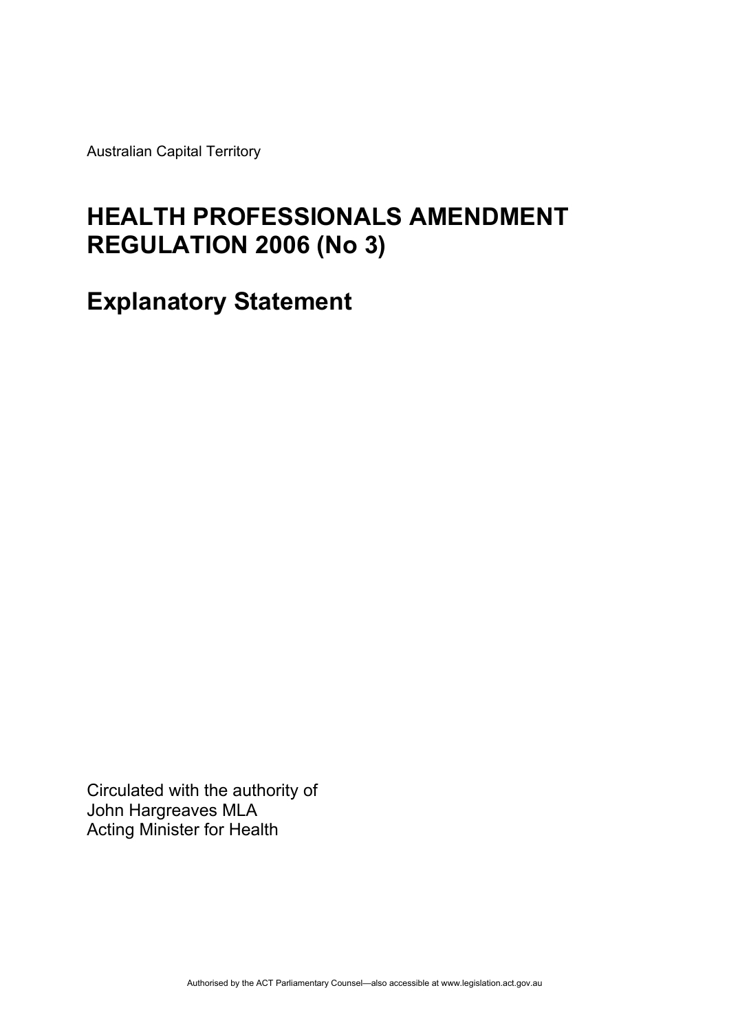Australian Capital Territory

# HEALTH PROFESSIONALS AMENDMENT REGULATION 2006 (No 3)

# Explanatory Statement

Circulated with the authority of
John Hargreaves MLA
Acting Minister for Health

Authorised by the ACT Parliamentary Counsel—also accessible at www.legislation.act.gov.au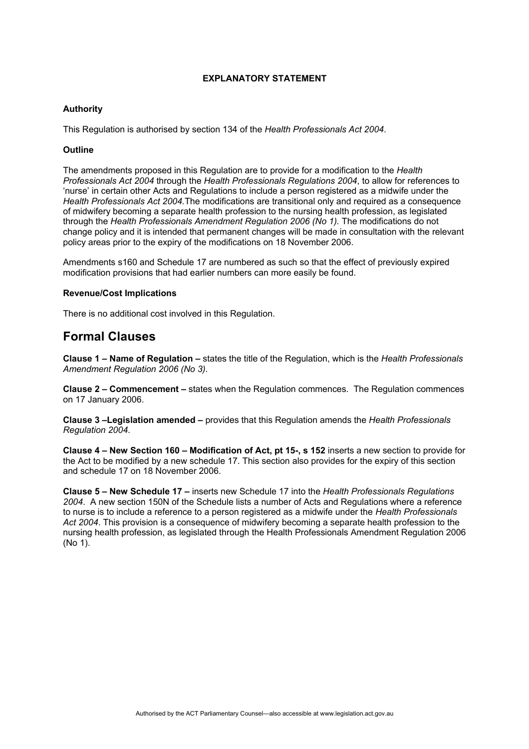**EXPLANATORY STATEMENT**

**Authority**

This Regulation is authorised by section 134 of the *Health Professionals Act 2004*.

**Outline**

The amendments proposed in this Regulation are to provide for a modification to the *Health Professionals Act 2004* through the *Health Professionals Regulations 2004*, to allow for references to 'nurse' in certain other Acts and Regulations to include a person registered as a midwife under the *Health Professionals Act 2004.*The modifications are transitional only and required as a consequence of midwifery becoming a separate health profession to the nursing health profession, as legislated through the *Health Professionals Amendment Regulation 2006 (No 1).* The modifications do not change policy and it is intended that permanent changes will be made in consultation with the relevant policy areas prior to the expiry of the modifications on 18 November 2006.

Amendments s160 and Schedule 17 are numbered as such so that the effect of previously expired modification provisions that had earlier numbers can more easily be found.

**Revenue/Cost Implications**

There is no additional cost involved in this Regulation.

## Formal Clauses

**Clause 1 – Name of Regulation –** states the title of the Regulation, which is the *Health Professionals Amendment Regulation 2006 (No 3)*.

**Clause 2 – Commencement –** states when the Regulation commences. The Regulation commences on 17 January 2006.

**Clause 3 –Legislation amended –** provides that this Regulation amends the *Health Professionals Regulation 2004*.

**Clause 4 – New Section 160 – Modification of Act, pt 15-, s 152** inserts a new section to provide for the Act to be modified by a new schedule 17. This section also provides for the expiry of this section and schedule 17 on 18 November 2006.

**Clause 5 – New Schedule 17 –** inserts new Schedule 17 into the *Health Professionals Regulations 2004*. A new section 150N of the Schedule lists a number of Acts and Regulations where a reference to nurse is to include a reference to a person registered as a midwife under the *Health Professionals Act 2004*. This provision is a consequence of midwifery becoming a separate health profession to the nursing health profession, as legislated through the Health Professionals Amendment Regulation 2006 (No 1).